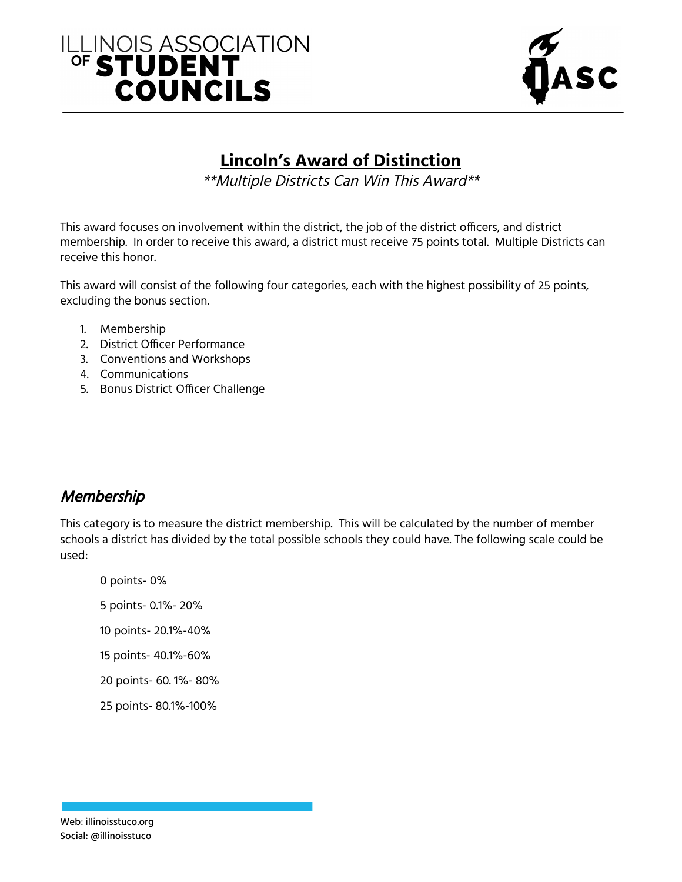# ILLINOIS ASSOCIATION OF STUDENT COUNCILS

## Lincoln's Award of Distinction

*\*\*Multiple Districts Can Win This Award\*\**

This award focuses on involvement within the district, the job of the district officers, and district membership. In order to receive this award, a district must receive 75 points total. Multiple Districts can receive this honor.

This award will consist of the following four categories, each with the highest possibility of 25 points, excluding the bonus section.

1. Membership
2. District Officer Performance
3. Conventions and Workshops
4. Communications
5. Bonus District Officer Challenge

### *Membership*

This category is to measure the district membership. This will be calculated by the number of member schools a district has divided by the total possible schools they could have. The following scale could be used:

0 points- 0%

5 points- 0.1%- 20%

10 points- 20.1%-40%

15 points- 40.1%-60%

20 points- 60. 1%- 80%

25 points- 80.1%-100%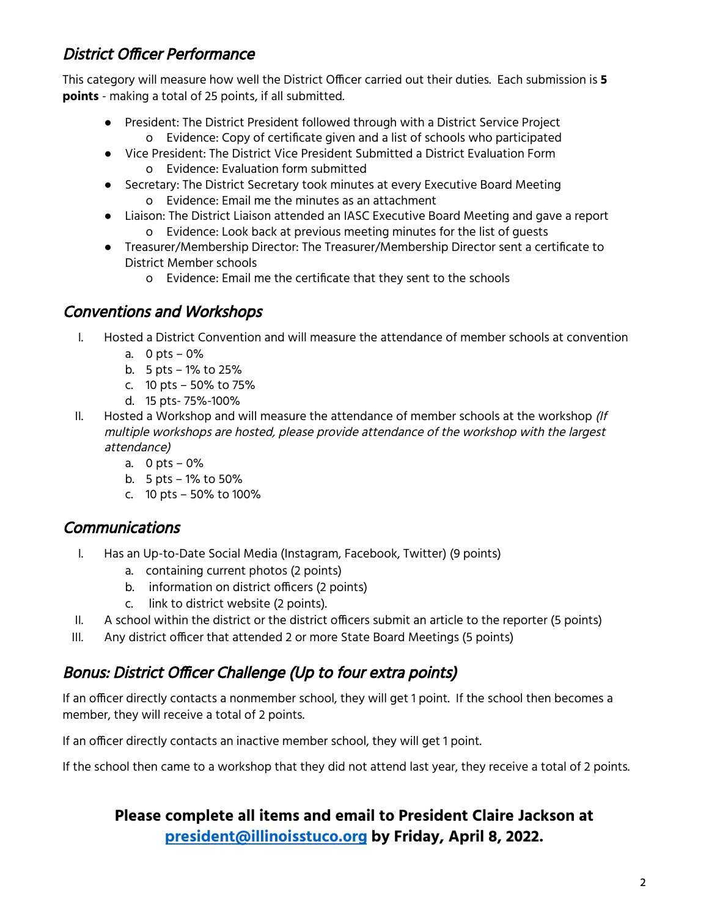## *District Officer Performance*

This category will measure how well the District Officer carried out their duties. Each submission is **5 points** - making a total of 25 points, if all submitted.

- President: The District President followed through with a District Service Project
  - Evidence: Copy of certificate given and a list of schools who participated
- Vice President: The District Vice President Submitted a District Evaluation Form
  - Evidence: Evaluation form submitted
- Secretary: The District Secretary took minutes at every Executive Board Meeting
  - Evidence: Email me the minutes as an attachment
- Liaison: The District Liaison attended an IASC Executive Board Meeting and gave a report
  - Evidence: Look back at previous meeting minutes for the list of guests
- Treasurer/Membership Director: The Treasurer/Membership Director sent a certificate to District Member schools
  - Evidence: Email me the certificate that they sent to the schools

## *Conventions and Workshops*

I. Hosted a District Convention and will measure the attendance of member schools at convention
   a. 0 pts – 0%
   b. 5 pts – 1% to 25%
   c. 10 pts – 50% to 75%
   d. 15 pts- 75%-100%

II. Hosted a Workshop and will measure the attendance of member schools at the workshop *(If multiple workshops are hosted, please provide attendance of the workshop with the largest attendance)*
   a. 0 pts – 0%
   b. 5 pts – 1% to 50%
   c. 10 pts – 50% to 100%

## *Communications*

I. Has an Up-to-Date Social Media (Instagram, Facebook, Twitter) (9 points)
   a. containing current photos (2 points)
   b. information on district officers (2 points)
   c. link to district website (2 points).

II. A school within the district or the district officers submit an article to the reporter (5 points)

III. Any district officer that attended 2 or more State Board Meetings (5 points)

## *Bonus: District Officer Challenge (Up to four extra points)*

If an officer directly contacts a nonmember school, they will get 1 point. If the school then becomes a member, they will receive a total of 2 points.

If an officer directly contacts an inactive member school, they will get 1 point.

If the school then came to a workshop that they did not attend last year, they receive a total of 2 points.

**Please complete all items and email to President Claire Jackson at [president@illinoisstuco.org](mailto:president@illinoisstuco.org) by Friday, April 8, 2022.**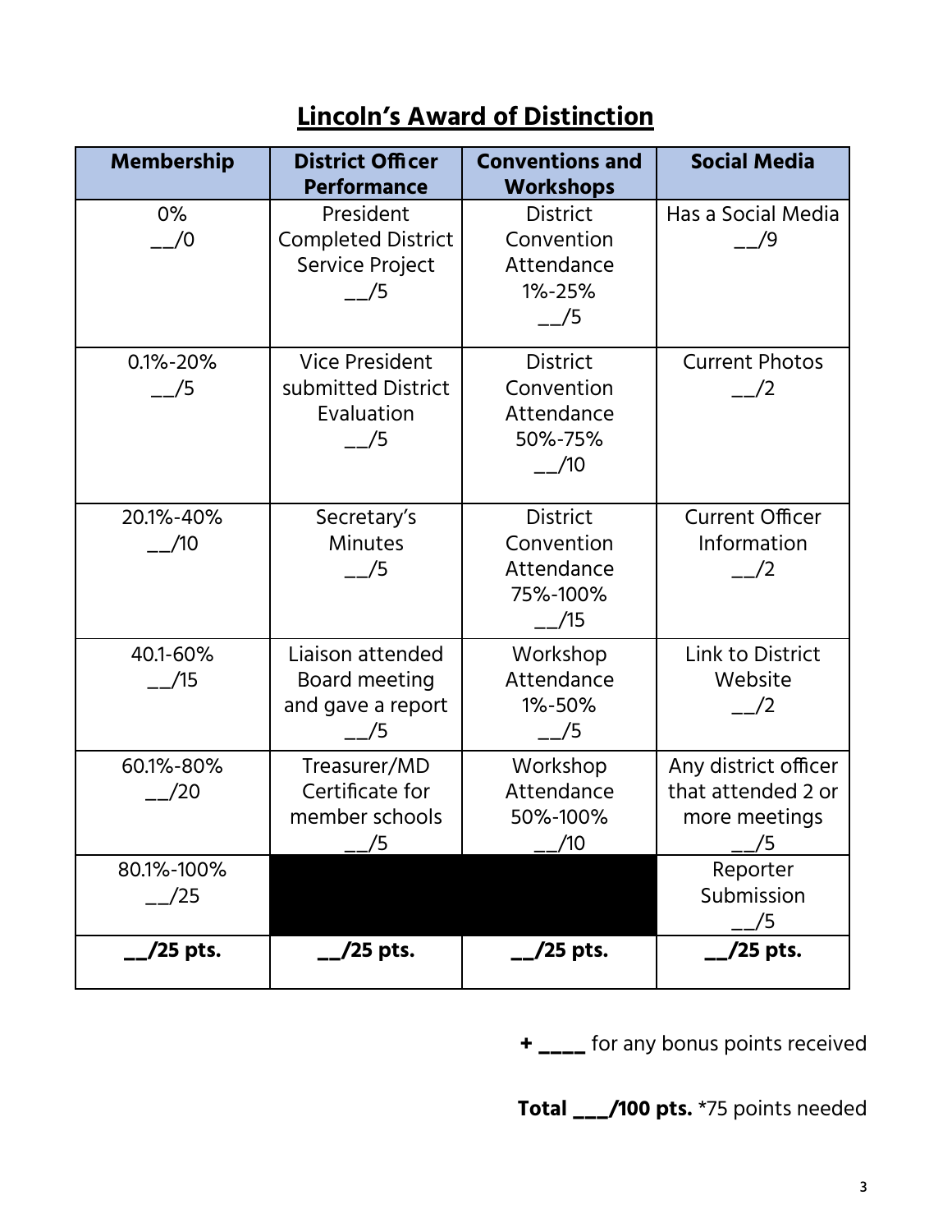# Lincoln's Award of Distinction

| Membership | District Officer Performance | Conventions and Workshops | Social Media |
|---|---|---|---|
| 0% __/0 | President Completed District Service Project __/5 | District Convention Attendance 1%-25% __/5 | Has a Social Media __/9 |
| 0.1%-20% __/5 | Vice President submitted District Evaluation __/5 | District Convention Attendance 50%-75% __/10 | Current Photos __/2 |
| 20.1%-40% __/10 | Secretary's Minutes __/5 | District Convention Attendance 75%-100% __/15 | Current Officer Information __/2 |
| 40.1-60% __/15 | Liaison attended Board meeting and gave a report __/5 | Workshop Attendance 1%-50% __/5 | Link to District Website __/2 |
| 60.1%-80% __/20 | Treasurer/MD Certificate for member schools __/5 | Workshop Attendance 50%-100% __/10 | Any district officer that attended 2 or more meetings __/5 |
| 80.1%-100% __/25 | | | Reporter Submission __/5 |
| **__/25 pts.** | **__/25 pts.** | **__/25 pts.** | **__/25 pts.** |

**+ ____** for any bonus points received

**Total ___/100 pts.** *75 points needed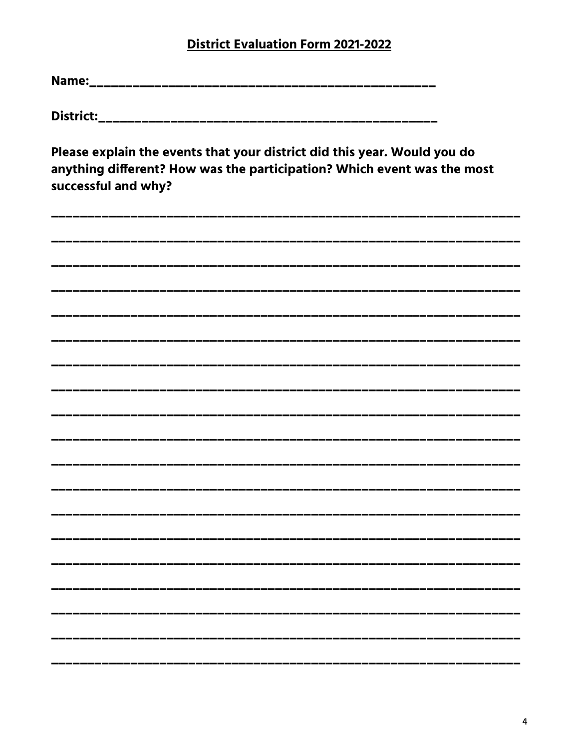**District Evaluation Form 2021-2022**

**Name:**\_\_\_\_\_\_\_\_\_\_\_\_\_\_\_\_\_\_\_\_\_\_\_\_\_\_\_\_\_\_\_\_\_\_\_\_\_\_\_\_\_\_\_\_\_\_\_\_

**District:**\_\_\_\_\_\_\_\_\_\_\_\_\_\_\_\_\_\_\_\_\_\_\_\_\_\_\_\_\_\_\_\_\_\_\_\_\_\_\_\_\_\_\_\_\_\_\_\_

**Please explain the events that your district did this year. Would you do anything different? How was the participation? Which event was the most successful and why?**

\_\_\_\_\_\_\_\_\_\_\_\_\_\_\_\_\_\_\_\_\_\_\_\_\_\_\_\_\_\_\_\_\_\_\_\_\_\_\_\_\_\_\_\_\_\_\_\_\_\_\_\_\_\_\_\_\_\_\_\_\_\_\_\_

\_\_\_\_\_\_\_\_\_\_\_\_\_\_\_\_\_\_\_\_\_\_\_\_\_\_\_\_\_\_\_\_\_\_\_\_\_\_\_\_\_\_\_\_\_\_\_\_\_\_\_\_\_\_\_\_\_\_\_\_\_\_\_\_

\_\_\_\_\_\_\_\_\_\_\_\_\_\_\_\_\_\_\_\_\_\_\_\_\_\_\_\_\_\_\_\_\_\_\_\_\_\_\_\_\_\_\_\_\_\_\_\_\_\_\_\_\_\_\_\_\_\_\_\_\_\_\_\_

\_\_\_\_\_\_\_\_\_\_\_\_\_\_\_\_\_\_\_\_\_\_\_\_\_\_\_\_\_\_\_\_\_\_\_\_\_\_\_\_\_\_\_\_\_\_\_\_\_\_\_\_\_\_\_\_\_\_\_\_\_\_\_\_

\_\_\_\_\_\_\_\_\_\_\_\_\_\_\_\_\_\_\_\_\_\_\_\_\_\_\_\_\_\_\_\_\_\_\_\_\_\_\_\_\_\_\_\_\_\_\_\_\_\_\_\_\_\_\_\_\_\_\_\_\_\_\_\_

\_\_\_\_\_\_\_\_\_\_\_\_\_\_\_\_\_\_\_\_\_\_\_\_\_\_\_\_\_\_\_\_\_\_\_\_\_\_\_\_\_\_\_\_\_\_\_\_\_\_\_\_\_\_\_\_\_\_\_\_\_\_\_\_

\_\_\_\_\_\_\_\_\_\_\_\_\_\_\_\_\_\_\_\_\_\_\_\_\_\_\_\_\_\_\_\_\_\_\_\_\_\_\_\_\_\_\_\_\_\_\_\_\_\_\_\_\_\_\_\_\_\_\_\_\_\_\_\_

\_\_\_\_\_\_\_\_\_\_\_\_\_\_\_\_\_\_\_\_\_\_\_\_\_\_\_\_\_\_\_\_\_\_\_\_\_\_\_\_\_\_\_\_\_\_\_\_\_\_\_\_\_\_\_\_\_\_\_\_\_\_\_\_

\_\_\_\_\_\_\_\_\_\_\_\_\_\_\_\_\_\_\_\_\_\_\_\_\_\_\_\_\_\_\_\_\_\_\_\_\_\_\_\_\_\_\_\_\_\_\_\_\_\_\_\_\_\_\_\_\_\_\_\_\_\_\_\_

\_\_\_\_\_\_\_\_\_\_\_\_\_\_\_\_\_\_\_\_\_\_\_\_\_\_\_\_\_\_\_\_\_\_\_\_\_\_\_\_\_\_\_\_\_\_\_\_\_\_\_\_\_\_\_\_\_\_\_\_\_\_\_\_

\_\_\_\_\_\_\_\_\_\_\_\_\_\_\_\_\_\_\_\_\_\_\_\_\_\_\_\_\_\_\_\_\_\_\_\_\_\_\_\_\_\_\_\_\_\_\_\_\_\_\_\_\_\_\_\_\_\_\_\_\_\_\_\_

\_\_\_\_\_\_\_\_\_\_\_\_\_\_\_\_\_\_\_\_\_\_\_\_\_\_\_\_\_\_\_\_\_\_\_\_\_\_\_\_\_\_\_\_\_\_\_\_\_\_\_\_\_\_\_\_\_\_\_\_\_\_\_\_

\_\_\_\_\_\_\_\_\_\_\_\_\_\_\_\_\_\_\_\_\_\_\_\_\_\_\_\_\_\_\_\_\_\_\_\_\_\_\_\_\_\_\_\_\_\_\_\_\_\_\_\_\_\_\_\_\_\_\_\_\_\_\_\_

\_\_\_\_\_\_\_\_\_\_\_\_\_\_\_\_\_\_\_\_\_\_\_\_\_\_\_\_\_\_\_\_\_\_\_\_\_\_\_\_\_\_\_\_\_\_\_\_\_\_\_\_\_\_\_\_\_\_\_\_\_\_\_\_

\_\_\_\_\_\_\_\_\_\_\_\_\_\_\_\_\_\_\_\_\_\_\_\_\_\_\_\_\_\_\_\_\_\_\_\_\_\_\_\_\_\_\_\_\_\_\_\_\_\_\_\_\_\_\_\_\_\_\_\_\_\_\_\_

\_\_\_\_\_\_\_\_\_\_\_\_\_\_\_\_\_\_\_\_\_\_\_\_\_\_\_\_\_\_\_\_\_\_\_\_\_\_\_\_\_\_\_\_\_\_\_\_\_\_\_\_\_\_\_\_\_\_\_\_\_\_\_\_

\_\_\_\_\_\_\_\_\_\_\_\_\_\_\_\_\_\_\_\_\_\_\_\_\_\_\_\_\_\_\_\_\_\_\_\_\_\_\_\_\_\_\_\_\_\_\_\_\_\_\_\_\_\_\_\_\_\_\_\_\_\_\_\_

\_\_\_\_\_\_\_\_\_\_\_\_\_\_\_\_\_\_\_\_\_\_\_\_\_\_\_\_\_\_\_\_\_\_\_\_\_\_\_\_\_\_\_\_\_\_\_\_\_\_\_\_\_\_\_\_\_\_\_\_\_\_\_\_

\_\_\_\_\_\_\_\_\_\_\_\_\_\_\_\_\_\_\_\_\_\_\_\_\_\_\_\_\_\_\_\_\_\_\_\_\_\_\_\_\_\_\_\_\_\_\_\_\_\_\_\_\_\_\_\_\_\_\_\_\_\_\_\_

\_\_\_\_\_\_\_\_\_\_\_\_\_\_\_\_\_\_\_\_\_\_\_\_\_\_\_\_\_\_\_\_\_\_\_\_\_\_\_\_\_\_\_\_\_\_\_\_\_\_\_\_\_\_\_\_\_\_\_\_\_\_\_\_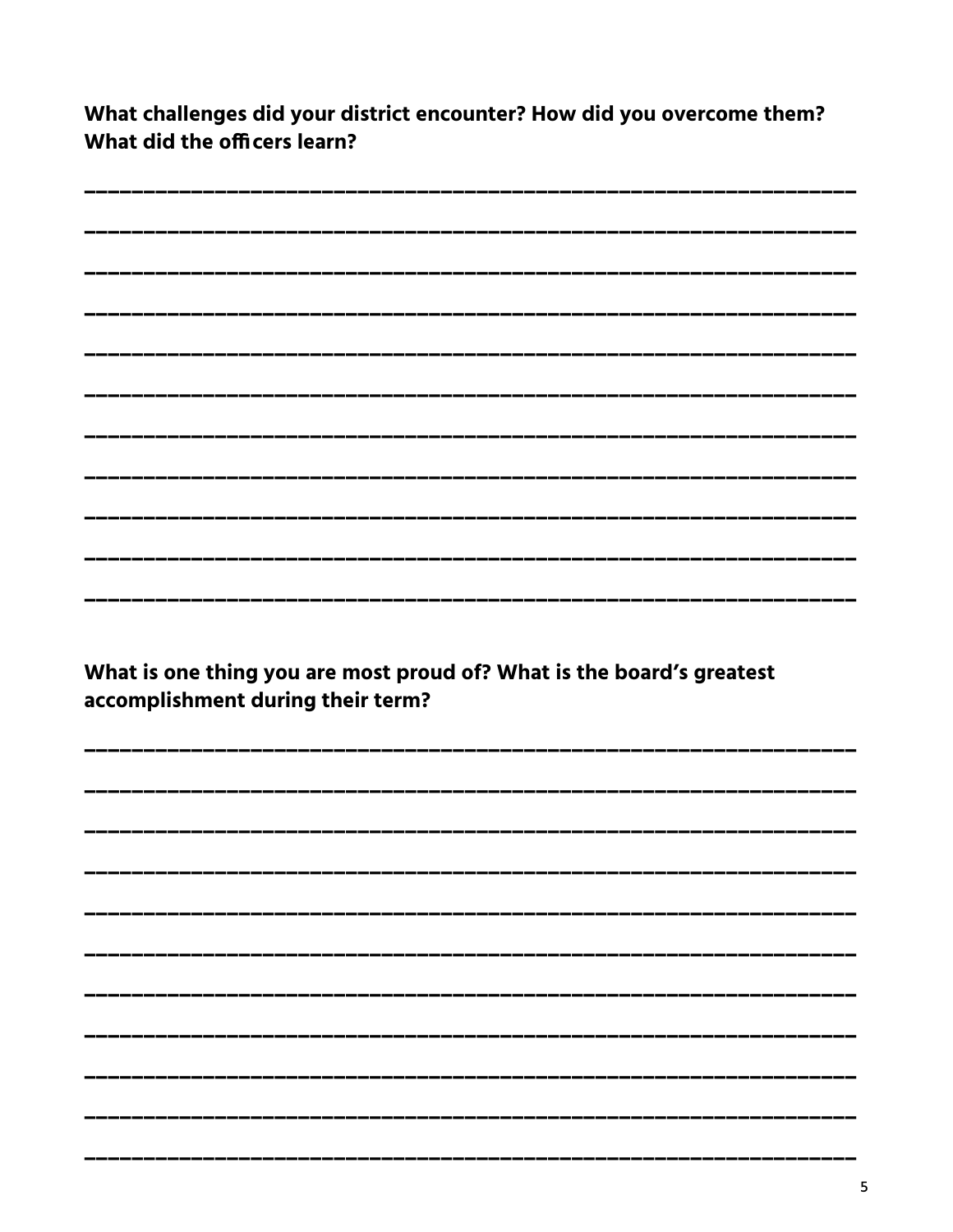**What challenges did your district encounter? How did you overcome them? What did the officers learn?**

\_\_\_\_\_\_\_\_\_\_\_\_\_\_\_\_\_\_\_\_\_\_\_\_\_\_\_\_\_\_\_\_\_\_\_\_\_\_\_\_\_\_\_\_\_\_\_\_\_\_\_\_\_\_\_\_\_\_\_\_\_\_\_\_

\_\_\_\_\_\_\_\_\_\_\_\_\_\_\_\_\_\_\_\_\_\_\_\_\_\_\_\_\_\_\_\_\_\_\_\_\_\_\_\_\_\_\_\_\_\_\_\_\_\_\_\_\_\_\_\_\_\_\_\_\_\_\_\_

\_\_\_\_\_\_\_\_\_\_\_\_\_\_\_\_\_\_\_\_\_\_\_\_\_\_\_\_\_\_\_\_\_\_\_\_\_\_\_\_\_\_\_\_\_\_\_\_\_\_\_\_\_\_\_\_\_\_\_\_\_\_\_\_

\_\_\_\_\_\_\_\_\_\_\_\_\_\_\_\_\_\_\_\_\_\_\_\_\_\_\_\_\_\_\_\_\_\_\_\_\_\_\_\_\_\_\_\_\_\_\_\_\_\_\_\_\_\_\_\_\_\_\_\_\_\_\_\_

\_\_\_\_\_\_\_\_\_\_\_\_\_\_\_\_\_\_\_\_\_\_\_\_\_\_\_\_\_\_\_\_\_\_\_\_\_\_\_\_\_\_\_\_\_\_\_\_\_\_\_\_\_\_\_\_\_\_\_\_\_\_\_\_

\_\_\_\_\_\_\_\_\_\_\_\_\_\_\_\_\_\_\_\_\_\_\_\_\_\_\_\_\_\_\_\_\_\_\_\_\_\_\_\_\_\_\_\_\_\_\_\_\_\_\_\_\_\_\_\_\_\_\_\_\_\_\_\_

\_\_\_\_\_\_\_\_\_\_\_\_\_\_\_\_\_\_\_\_\_\_\_\_\_\_\_\_\_\_\_\_\_\_\_\_\_\_\_\_\_\_\_\_\_\_\_\_\_\_\_\_\_\_\_\_\_\_\_\_\_\_\_\_

\_\_\_\_\_\_\_\_\_\_\_\_\_\_\_\_\_\_\_\_\_\_\_\_\_\_\_\_\_\_\_\_\_\_\_\_\_\_\_\_\_\_\_\_\_\_\_\_\_\_\_\_\_\_\_\_\_\_\_\_\_\_\_\_

\_\_\_\_\_\_\_\_\_\_\_\_\_\_\_\_\_\_\_\_\_\_\_\_\_\_\_\_\_\_\_\_\_\_\_\_\_\_\_\_\_\_\_\_\_\_\_\_\_\_\_\_\_\_\_\_\_\_\_\_\_\_\_\_

\_\_\_\_\_\_\_\_\_\_\_\_\_\_\_\_\_\_\_\_\_\_\_\_\_\_\_\_\_\_\_\_\_\_\_\_\_\_\_\_\_\_\_\_\_\_\_\_\_\_\_\_\_\_\_\_\_\_\_\_\_\_\_\_

\_\_\_\_\_\_\_\_\_\_\_\_\_\_\_\_\_\_\_\_\_\_\_\_\_\_\_\_\_\_\_\_\_\_\_\_\_\_\_\_\_\_\_\_\_\_\_\_\_\_\_\_\_\_\_\_\_\_\_\_\_\_\_\_

**What is one thing you are most proud of? What is the board's greatest accomplishment during their term?**

\_\_\_\_\_\_\_\_\_\_\_\_\_\_\_\_\_\_\_\_\_\_\_\_\_\_\_\_\_\_\_\_\_\_\_\_\_\_\_\_\_\_\_\_\_\_\_\_\_\_\_\_\_\_\_\_\_\_\_\_\_\_\_\_

\_\_\_\_\_\_\_\_\_\_\_\_\_\_\_\_\_\_\_\_\_\_\_\_\_\_\_\_\_\_\_\_\_\_\_\_\_\_\_\_\_\_\_\_\_\_\_\_\_\_\_\_\_\_\_\_\_\_\_\_\_\_\_\_

\_\_\_\_\_\_\_\_\_\_\_\_\_\_\_\_\_\_\_\_\_\_\_\_\_\_\_\_\_\_\_\_\_\_\_\_\_\_\_\_\_\_\_\_\_\_\_\_\_\_\_\_\_\_\_\_\_\_\_\_\_\_\_\_

\_\_\_\_\_\_\_\_\_\_\_\_\_\_\_\_\_\_\_\_\_\_\_\_\_\_\_\_\_\_\_\_\_\_\_\_\_\_\_\_\_\_\_\_\_\_\_\_\_\_\_\_\_\_\_\_\_\_\_\_\_\_\_\_

\_\_\_\_\_\_\_\_\_\_\_\_\_\_\_\_\_\_\_\_\_\_\_\_\_\_\_\_\_\_\_\_\_\_\_\_\_\_\_\_\_\_\_\_\_\_\_\_\_\_\_\_\_\_\_\_\_\_\_\_\_\_\_\_

\_\_\_\_\_\_\_\_\_\_\_\_\_\_\_\_\_\_\_\_\_\_\_\_\_\_\_\_\_\_\_\_\_\_\_\_\_\_\_\_\_\_\_\_\_\_\_\_\_\_\_\_\_\_\_\_\_\_\_\_\_\_\_\_

\_\_\_\_\_\_\_\_\_\_\_\_\_\_\_\_\_\_\_\_\_\_\_\_\_\_\_\_\_\_\_\_\_\_\_\_\_\_\_\_\_\_\_\_\_\_\_\_\_\_\_\_\_\_\_\_\_\_\_\_\_\_\_\_

\_\_\_\_\_\_\_\_\_\_\_\_\_\_\_\_\_\_\_\_\_\_\_\_\_\_\_\_\_\_\_\_\_\_\_\_\_\_\_\_\_\_\_\_\_\_\_\_\_\_\_\_\_\_\_\_\_\_\_\_\_\_\_\_

\_\_\_\_\_\_\_\_\_\_\_\_\_\_\_\_\_\_\_\_\_\_\_\_\_\_\_\_\_\_\_\_\_\_\_\_\_\_\_\_\_\_\_\_\_\_\_\_\_\_\_\_\_\_\_\_\_\_\_\_\_\_\_\_

\_\_\_\_\_\_\_\_\_\_\_\_\_\_\_\_\_\_\_\_\_\_\_\_\_\_\_\_\_\_\_\_\_\_\_\_\_\_\_\_\_\_\_\_\_\_\_\_\_\_\_\_\_\_\_\_\_\_\_\_\_\_\_\_

\_\_\_\_\_\_\_\_\_\_\_\_\_\_\_\_\_\_\_\_\_\_\_\_\_\_\_\_\_\_\_\_\_\_\_\_\_\_\_\_\_\_\_\_\_\_\_\_\_\_\_\_\_\_\_\_\_\_\_\_\_\_\_\_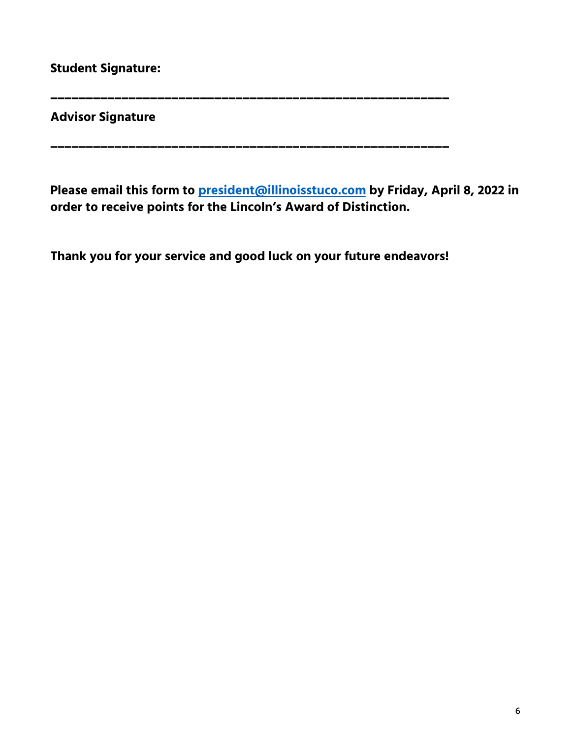**Student Signature:**

_____________________________________________________________

**Advisor Signature**

_____________________________________________________________

**Please email this form to [president@illinoisstuco.com](mailto:president@illinoisstuco.com) by Friday, April 8, 2022 in order to receive points for the Lincoln's Award of Distinction.**

**Thank you for your service and good luck on your future endeavors!**